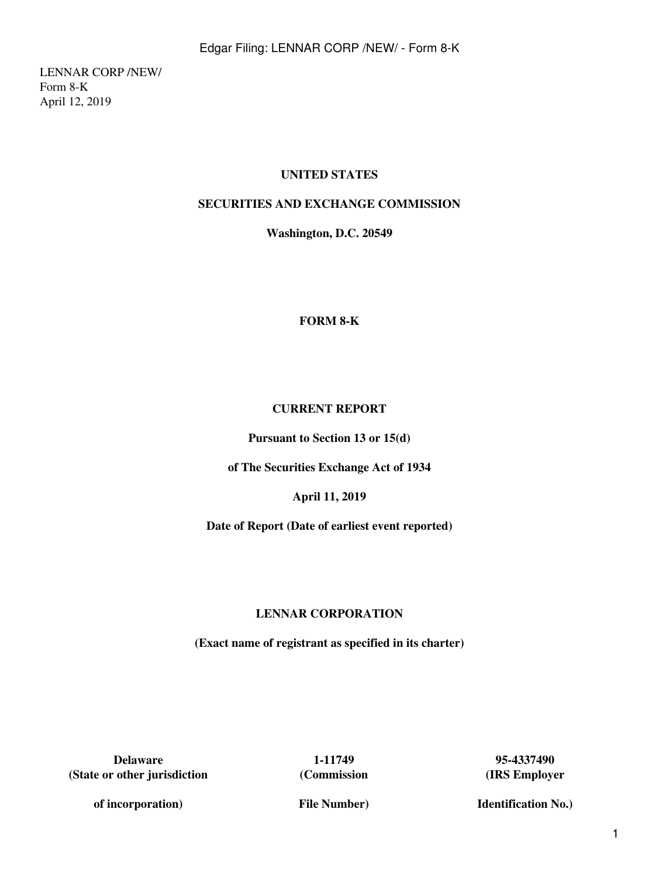LENNAR CORP /NEW/
Form 8-K
April 12, 2019

**UNITED STATES**

**SECURITIES AND EXCHANGE COMMISSION**

**Washington, D.C. 20549**

**FORM 8-K**

**CURRENT REPORT**

**Pursuant to Section 13 or 15(d)**

**of The Securities Exchange Act of 1934**

**April 11, 2019**

**Date of Report (Date of earliest event reported)**

**LENNAR CORPORATION**

**(Exact name of registrant as specified in its charter)**

| **Delaware** | **1-11749** | **95-4337490** |
|---|---|---|
| **(State or other jurisdiction of incorporation)** | **(Commission File Number)** | **(IRS Employer Identification No.)** |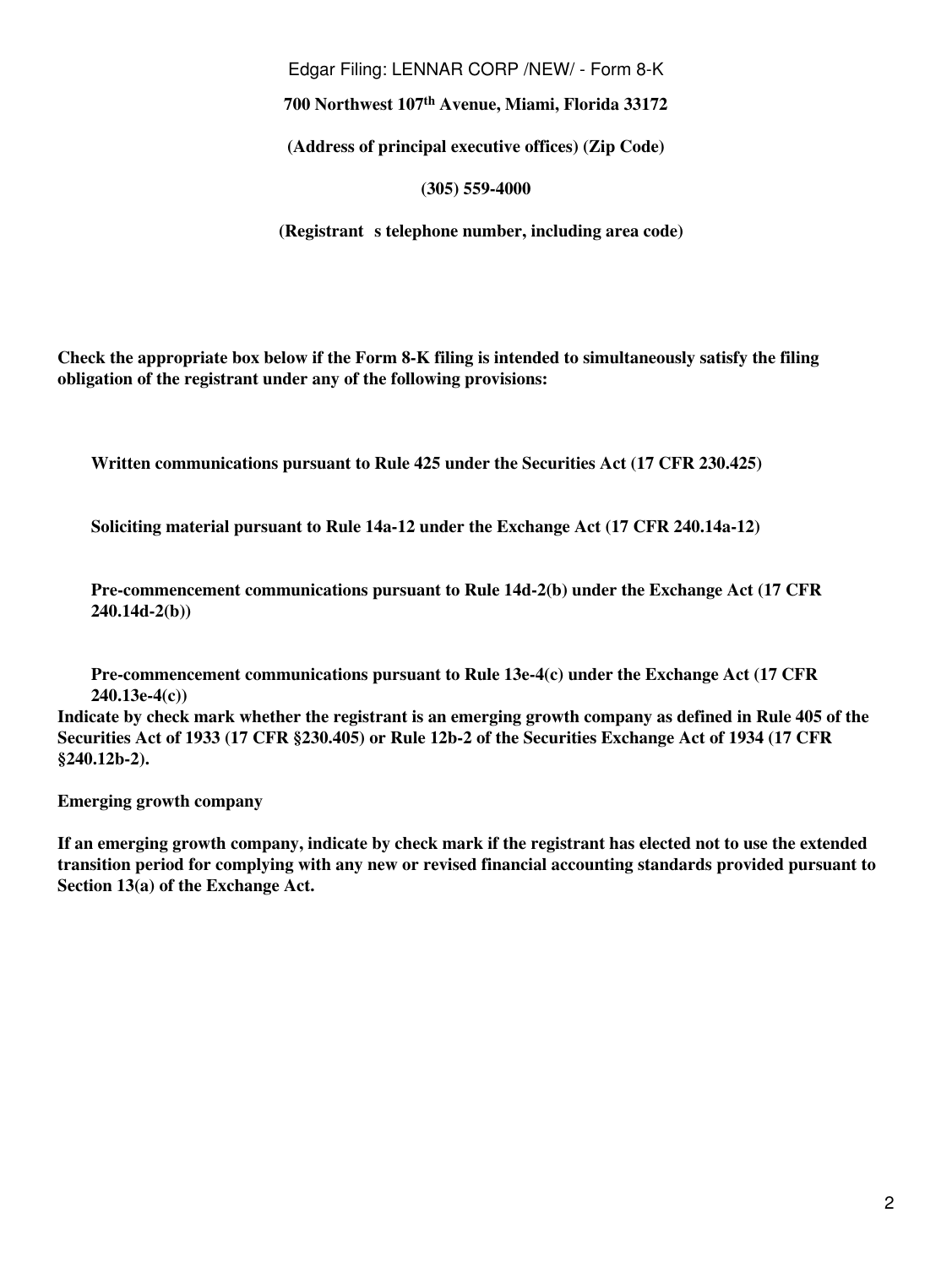**700 Northwest 107th Avenue, Miami, Florida 33172**

**(Address of principal executive offices) (Zip Code)**

**(305) 559-4000**

**(Registrant s telephone number, including area code)**

**Check the appropriate box below if the Form 8-K filing is intended to simultaneously satisfy the filing obligation of the registrant under any of the following provisions:**

**Written communications pursuant to Rule 425 under the Securities Act (17 CFR 230.425)**

**Soliciting material pursuant to Rule 14a-12 under the Exchange Act (17 CFR 240.14a-12)**

**Pre-commencement communications pursuant to Rule 14d-2(b) under the Exchange Act (17 CFR 240.14d-2(b))**

**Pre-commencement communications pursuant to Rule 13e-4(c) under the Exchange Act (17 CFR 240.13e-4(c))**

**Indicate by check mark whether the registrant is an emerging growth company as defined in Rule 405 of the Securities Act of 1933 (17 CFR §230.405) or Rule 12b-2 of the Securities Exchange Act of 1934 (17 CFR §240.12b-2).**

**Emerging growth company**

**If an emerging growth company, indicate by check mark if the registrant has elected not to use the extended transition period for complying with any new or revised financial accounting standards provided pursuant to Section 13(a) of the Exchange Act.**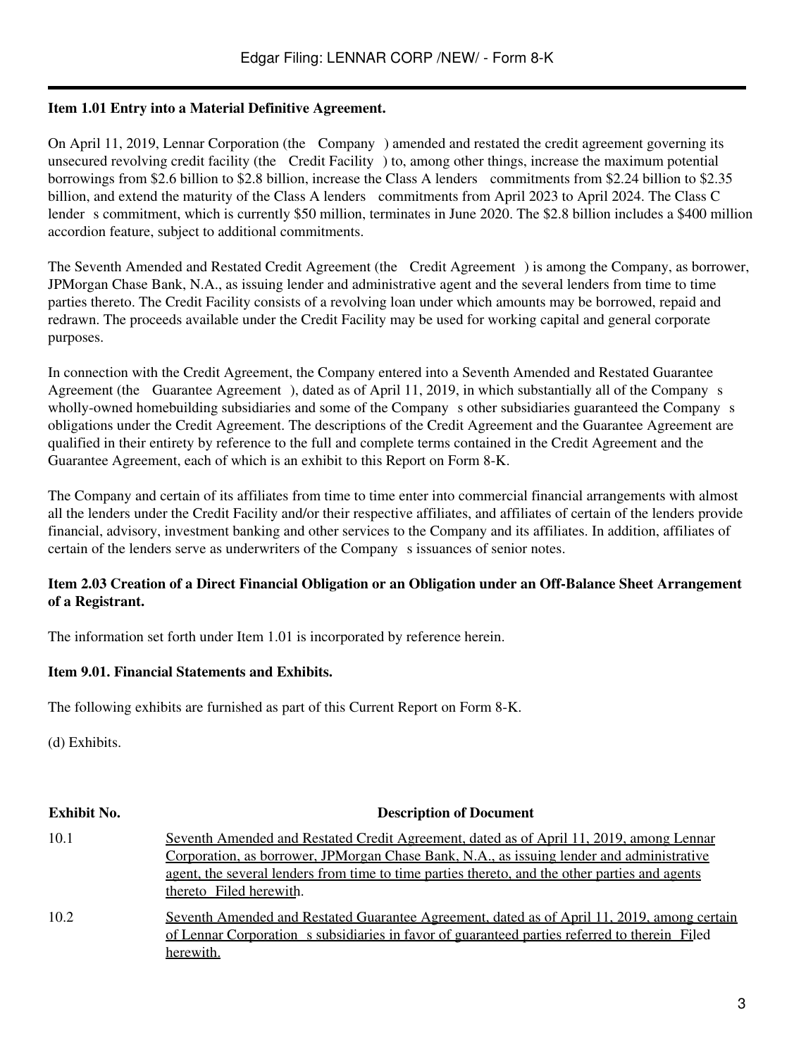### Item 1.01 Entry into a Material Definitive Agreement.

On April 11, 2019, Lennar Corporation (the Company ) amended and restated the credit agreement governing its unsecured revolving credit facility (the Credit Facility ) to, among other things, increase the maximum potential borrowings from $2.6 billion to $2.8 billion, increase the Class A lenders commitments from $2.24 billion to $2.35 billion, and extend the maturity of the Class A lenders commitments from April 2023 to April 2024. The Class C lender s commitment, which is currently $50 million, terminates in June 2020. The $2.8 billion includes a $400 million accordion feature, subject to additional commitments.

The Seventh Amended and Restated Credit Agreement (the Credit Agreement ) is among the Company, as borrower, JPMorgan Chase Bank, N.A., as issuing lender and administrative agent and the several lenders from time to time parties thereto. The Credit Facility consists of a revolving loan under which amounts may be borrowed, repaid and redrawn. The proceeds available under the Credit Facility may be used for working capital and general corporate purposes.

In connection with the Credit Agreement, the Company entered into a Seventh Amended and Restated Guarantee Agreement (the Guarantee Agreement ), dated as of April 11, 2019, in which substantially all of the Company s wholly-owned homebuilding subsidiaries and some of the Company s other subsidiaries guaranteed the Company s obligations under the Credit Agreement. The descriptions of the Credit Agreement and the Guarantee Agreement are qualified in their entirety by reference to the full and complete terms contained in the Credit Agreement and the Guarantee Agreement, each of which is an exhibit to this Report on Form 8-K.

The Company and certain of its affiliates from time to time enter into commercial financial arrangements with almost all the lenders under the Credit Facility and/or their respective affiliates, and affiliates of certain of the lenders provide financial, advisory, investment banking and other services to the Company and its affiliates. In addition, affiliates of certain of the lenders serve as underwriters of the Company s issuances of senior notes.

### Item 2.03 Creation of a Direct Financial Obligation or an Obligation under an Off-Balance Sheet Arrangement of a Registrant.

The information set forth under Item 1.01 is incorporated by reference herein.

### Item 9.01. Financial Statements and Exhibits.

The following exhibits are furnished as part of this Current Report on Form 8-K.

(d) Exhibits.

| Exhibit No. | Description of Document |
|---|---|
| 10.1 | Seventh Amended and Restated Credit Agreement, dated as of April 11, 2019, among Lennar Corporation, as borrower, JPMorgan Chase Bank, N.A., as issuing lender and administrative agent, the several lenders from time to time parties thereto, and the other parties and agents thereto Filed herewith. |
| 10.2 | Seventh Amended and Restated Guarantee Agreement, dated as of April 11, 2019, among certain of Lennar Corporation s subsidiaries in favor of guaranteed parties referred to therein Filed herewith. |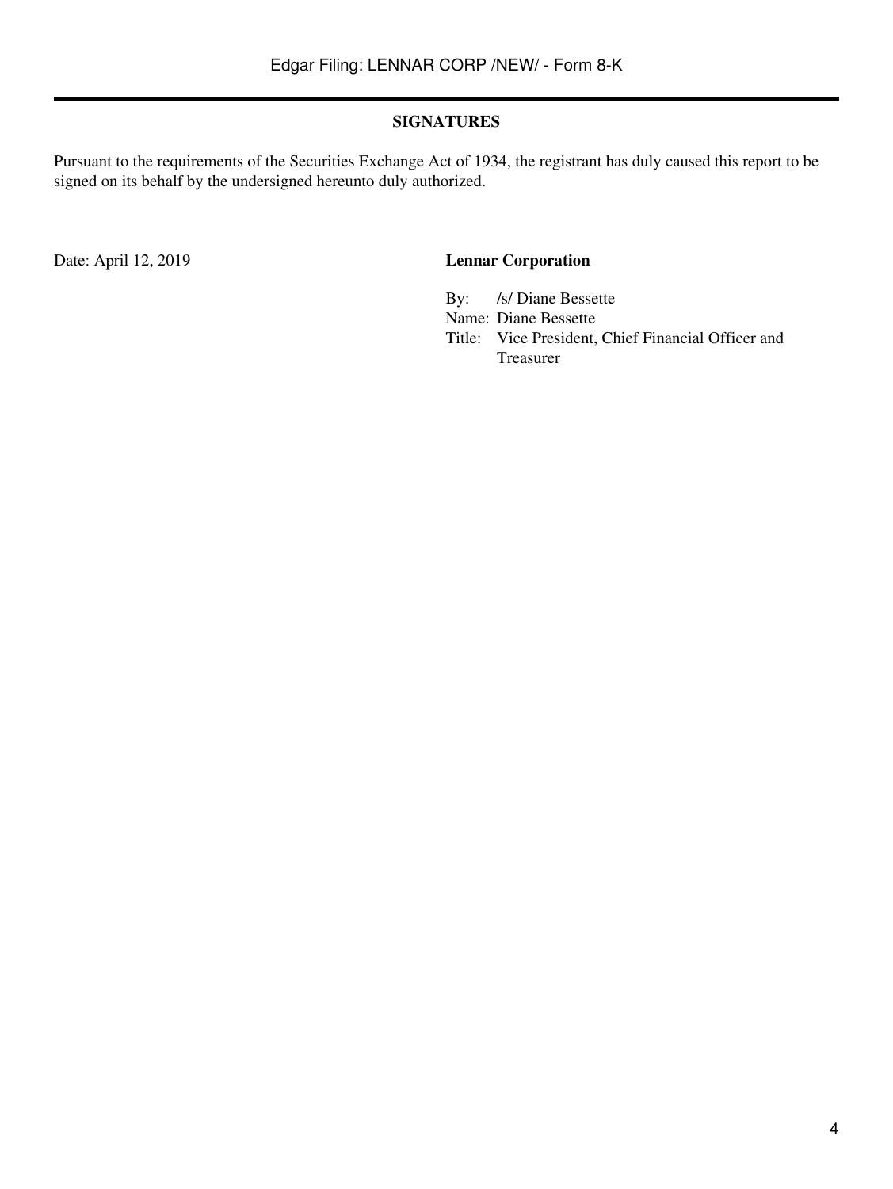## SIGNATURES

Pursuant to the requirements of the Securities Exchange Act of 1934, the registrant has duly caused this report to be signed on its behalf by the undersigned hereunto duly authorized.

Date: April 12, 2019

**Lennar Corporation**

By: /s/ Diane Bessette
Name: Diane Bessette
Title: Vice President, Chief Financial Officer and Treasurer